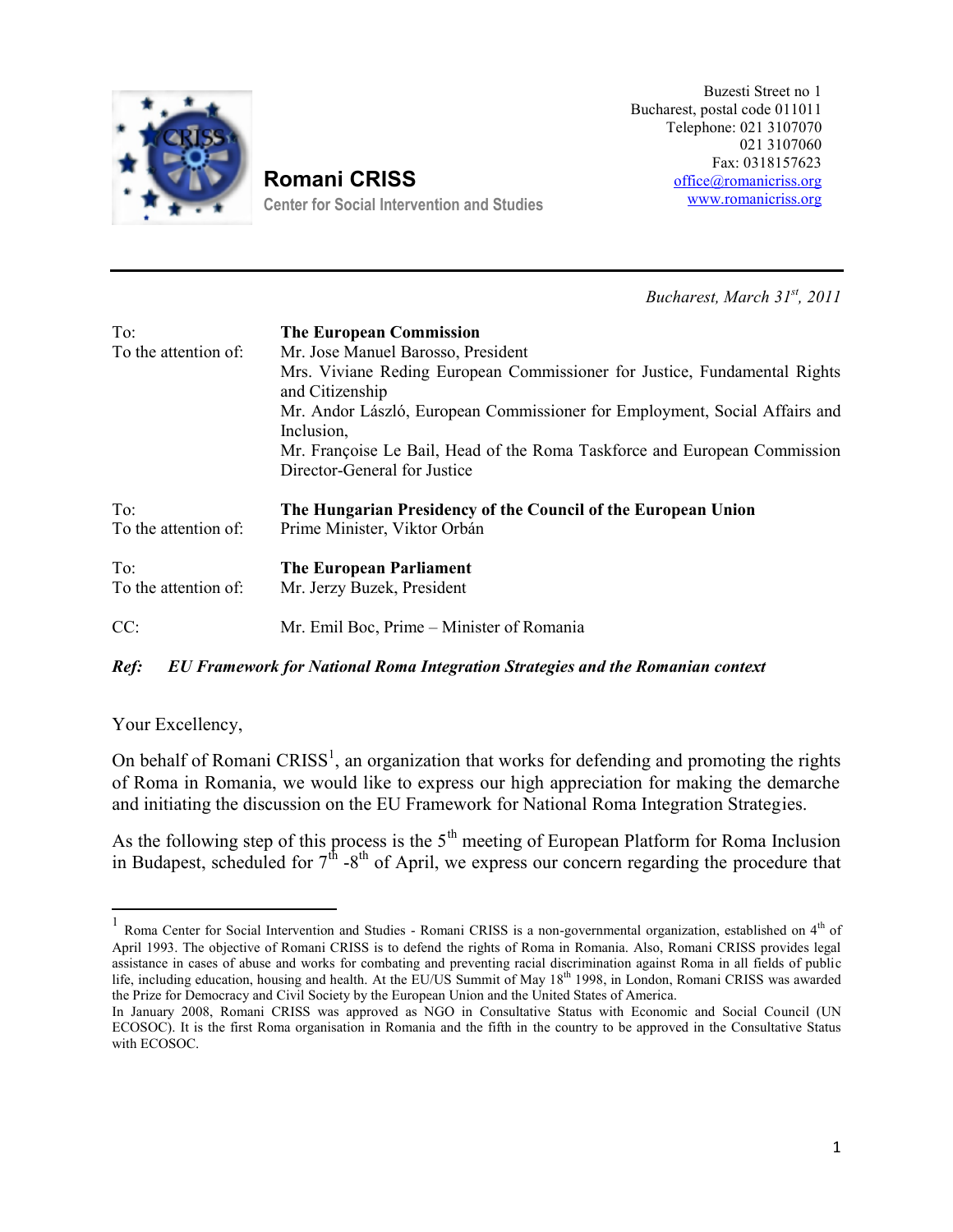**Romani CRISS**

**Center for Social Intervention and Studies**

Buzesti Street no 1
Bucharest, postal code 011011
Telephone: 021 3107070
021 3107060
Fax: 0318157623
office@romanicriss.org
www.romanicriss.org

---

*Bucharest, March 31st, 2011*

| | |
|---|---|
| To: | **The European Commission** |
| To the attention of: | Mr. Jose Manuel Barosso, President<br>Mrs. Viviane Reding European Commissioner for Justice, Fundamental Rights and Citizenship<br>Mr. Andor László, European Commissioner for Employment, Social Affairs and Inclusion,<br>Mr. Françoise Le Bail, Head of the Roma Taskforce and European Commission Director-General for Justice |
| To: | **The Hungarian Presidency of the Council of the European Union** |
| To the attention of: | Prime Minister, Viktor Orbán |
| To: | **The European Parliament** |
| To the attention of: | Mr. Jerzy Buzek, President |
| CC: | Mr. Emil Boc, Prime – Minister of Romania |

***Ref: EU Framework for National Roma Integration Strategies and the Romanian context***

Your Excellency,

On behalf of Romani CRISS[1], an organization that works for defending and promoting the rights of Roma in Romania, we would like to express our high appreciation for making the demarche and initiating the discussion on the EU Framework for National Roma Integration Strategies.

As the following step of this process is the 5th meeting of European Platform for Roma Inclusion in Budapest, scheduled for 7th -8th of April, we express our concern regarding the procedure that

---

[1] Roma Center for Social Intervention and Studies - Romani CRISS is a non-governmental organization, established on 4th of April 1993. The objective of Romani CRISS is to defend the rights of Roma in Romania. Also, Romani CRISS provides legal assistance in cases of abuse and works for combating and preventing racial discrimination against Roma in all fields of public life, including education, housing and health. At the EU/US Summit of May 18th 1998, in London, Romani CRISS was awarded the Prize for Democracy and Civil Society by the European Union and the United States of America.
In January 2008, Romani CRISS was approved as NGO in Consultative Status with Economic and Social Council (UN ECOSOC). It is the first Roma organisation in Romania and the fifth in the country to be approved in the Consultative Status with ECOSOC.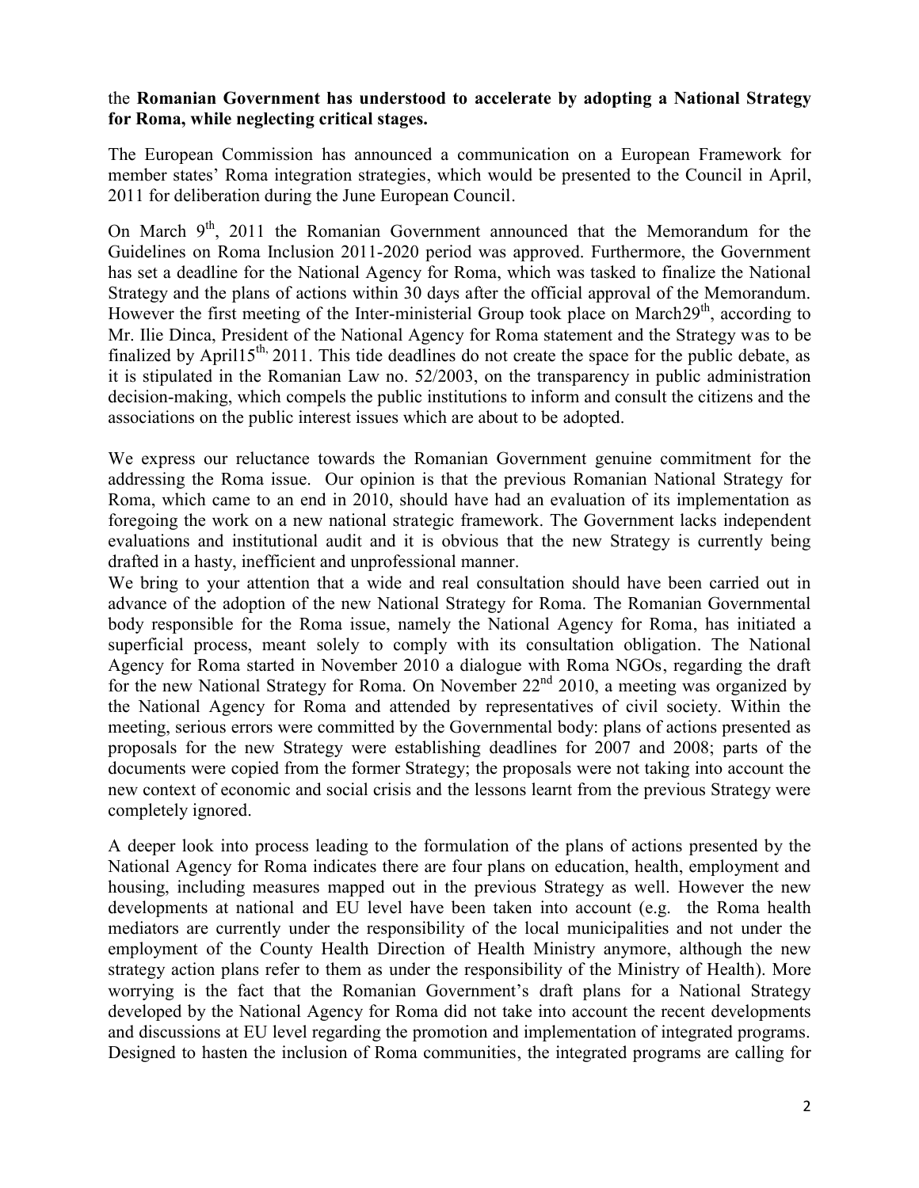the **Romanian Government has understood to accelerate by adopting a National Strategy for Roma, while neglecting critical stages.**

The European Commission has announced a communication on a European Framework for member states' Roma integration strategies, which would be presented to the Council in April, 2011 for deliberation during the June European Council.

On March 9th, 2011 the Romanian Government announced that the Memorandum for the Guidelines on Roma Inclusion 2011-2020 period was approved. Furthermore, the Government has set a deadline for the National Agency for Roma, which was tasked to finalize the National Strategy and the plans of actions within 30 days after the official approval of the Memorandum. However the first meeting of the Inter-ministerial Group took place on March29th, according to Mr. Ilie Dinca, President of the National Agency for Roma statement and the Strategy was to be finalized by April15th, 2011. This tide deadlines do not create the space for the public debate, as it is stipulated in the Romanian Law no. 52/2003, on the transparency in public administration decision-making, which compels the public institutions to inform and consult the citizens and the associations on the public interest issues which are about to be adopted.

We express our reluctance towards the Romanian Government genuine commitment for the addressing the Roma issue. Our opinion is that the previous Romanian National Strategy for Roma, which came to an end in 2010, should have had an evaluation of its implementation as foregoing the work on a new national strategic framework. The Government lacks independent evaluations and institutional audit and it is obvious that the new Strategy is currently being drafted in a hasty, inefficient and unprofessional manner.

We bring to your attention that a wide and real consultation should have been carried out in advance of the adoption of the new National Strategy for Roma. The Romanian Governmental body responsible for the Roma issue, namely the National Agency for Roma, has initiated a superficial process, meant solely to comply with its consultation obligation. The National Agency for Roma started in November 2010 a dialogue with Roma NGOs, regarding the draft for the new National Strategy for Roma. On November 22nd 2010, a meeting was organized by the National Agency for Roma and attended by representatives of civil society. Within the meeting, serious errors were committed by the Governmental body: plans of actions presented as proposals for the new Strategy were establishing deadlines for 2007 and 2008; parts of the documents were copied from the former Strategy; the proposals were not taking into account the new context of economic and social crisis and the lessons learnt from the previous Strategy were completely ignored.

A deeper look into process leading to the formulation of the plans of actions presented by the National Agency for Roma indicates there are four plans on education, health, employment and housing, including measures mapped out in the previous Strategy as well. However the new developments at national and EU level have been taken into account (e.g. the Roma health mediators are currently under the responsibility of the local municipalities and not under the employment of the County Health Direction of Health Ministry anymore, although the new strategy action plans refer to them as under the responsibility of the Ministry of Health). More worrying is the fact that the Romanian Government's draft plans for a National Strategy developed by the National Agency for Roma did not take into account the recent developments and discussions at EU level regarding the promotion and implementation of integrated programs. Designed to hasten the inclusion of Roma communities, the integrated programs are calling for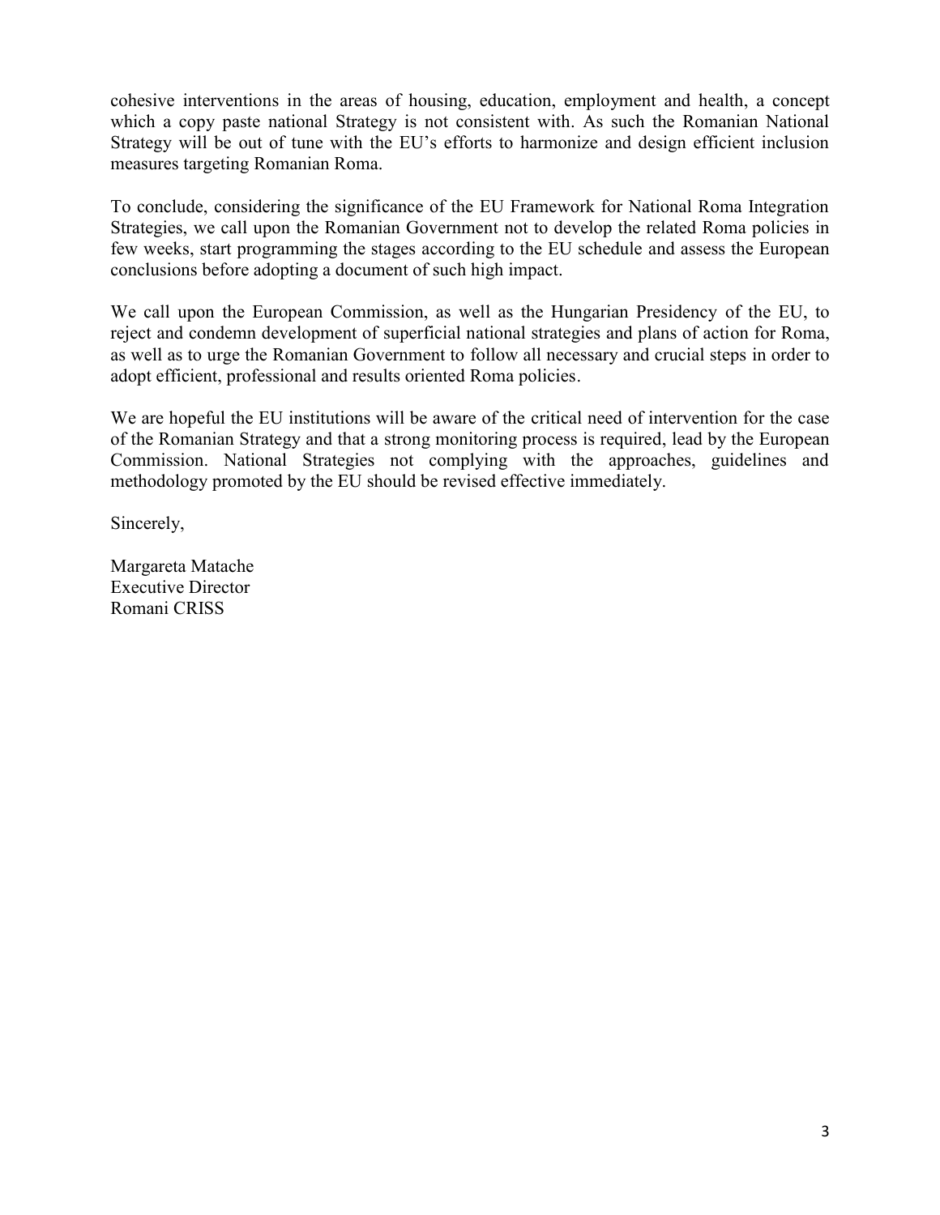cohesive interventions in the areas of housing, education, employment and health, a concept which a copy paste national Strategy is not consistent with. As such the Romanian National Strategy will be out of tune with the EU's efforts to harmonize and design efficient inclusion measures targeting Romanian Roma.

To conclude, considering the significance of the EU Framework for National Roma Integration Strategies, we call upon the Romanian Government not to develop the related Roma policies in few weeks, start programming the stages according to the EU schedule and assess the European conclusions before adopting a document of such high impact.

We call upon the European Commission, as well as the Hungarian Presidency of the EU, to reject and condemn development of superficial national strategies and plans of action for Roma, as well as to urge the Romanian Government to follow all necessary and crucial steps in order to adopt efficient, professional and results oriented Roma policies.

We are hopeful the EU institutions will be aware of the critical need of intervention for the case of the Romanian Strategy and that a strong monitoring process is required, lead by the European Commission. National Strategies not complying with the approaches, guidelines and methodology promoted by the EU should be revised effective immediately.

Sincerely,

Margareta Matache
Executive Director
Romani CRISS